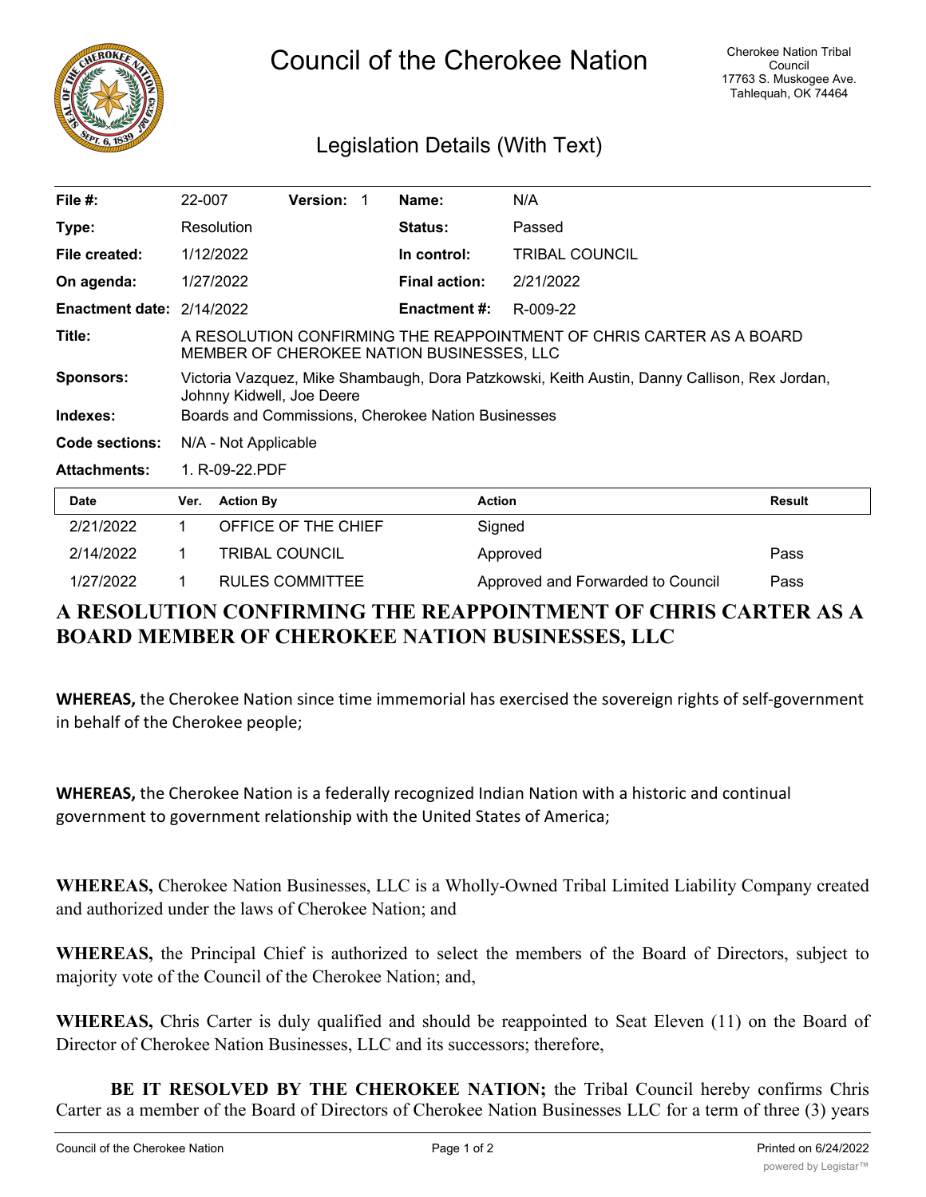# Council of the Cherokee Nation

Cherokee Nation Tribal Council
17763 S. Muskogee Ave.
Tahlequah, OK 74464

## Legislation Details (With Text)

| | | | | | |
|---|---|---|---|---|---|
| **File #:** | 22-007 | **Version:** 1 | | **Name:** | N/A |
| **Type:** | Resolution | | | **Status:** | Passed |
| **File created:** | 1/12/2022 | | | **In control:** | TRIBAL COUNCIL |
| **On agenda:** | 1/27/2022 | | | **Final action:** | 2/21/2022 |
| **Enactment date:** | 2/14/2022 | | | **Enactment #:** | R-009-22 |

**Title:** A RESOLUTION CONFIRMING THE REAPPOINTMENT OF CHRIS CARTER AS A BOARD MEMBER OF CHEROKEE NATION BUSINESSES, LLC

**Sponsors:** Victoria Vazquez, Mike Shambaugh, Dora Patzkowski, Keith Austin, Danny Callison, Rex Jordan, Johnny Kidwell, Joe Deere

**Indexes:** Boards and Commissions, Cherokee Nation Businesses

**Code sections:** N/A - Not Applicable

**Attachments:** 1. R-09-22.PDF

| Date | Ver. | Action By | Action | Result |
|---|---|---|---|---|
| 2/21/2022 | 1 | OFFICE OF THE CHIEF | Signed | |
| 2/14/2022 | 1 | TRIBAL COUNCIL | Approved | Pass |
| 1/27/2022 | 1 | RULES COMMITTEE | Approved and Forwarded to Council | Pass |

# A RESOLUTION CONFIRMING THE REAPPOINTMENT OF CHRIS CARTER AS A BOARD MEMBER OF CHEROKEE NATION BUSINESSES, LLC

**WHEREAS,** the Cherokee Nation since time immemorial has exercised the sovereign rights of self-government in behalf of the Cherokee people;

**WHEREAS,** the Cherokee Nation is a federally recognized Indian Nation with a historic and continual government to government relationship with the United States of America;

**WHEREAS,** Cherokee Nation Businesses, LLC is a Wholly-Owned Tribal Limited Liability Company created and authorized under the laws of Cherokee Nation; and

**WHEREAS,** the Principal Chief is authorized to select the members of the Board of Directors, subject to majority vote of the Council of the Cherokee Nation; and,

**WHEREAS,** Chris Carter is duly qualified and should be reappointed to Seat Eleven (11) on the Board of Director of Cherokee Nation Businesses, LLC and its successors; therefore,

**BE IT RESOLVED BY THE CHEROKEE NATION;** the Tribal Council hereby confirms Chris Carter as a member of the Board of Directors of Cherokee Nation Businesses LLC for a term of three (3) years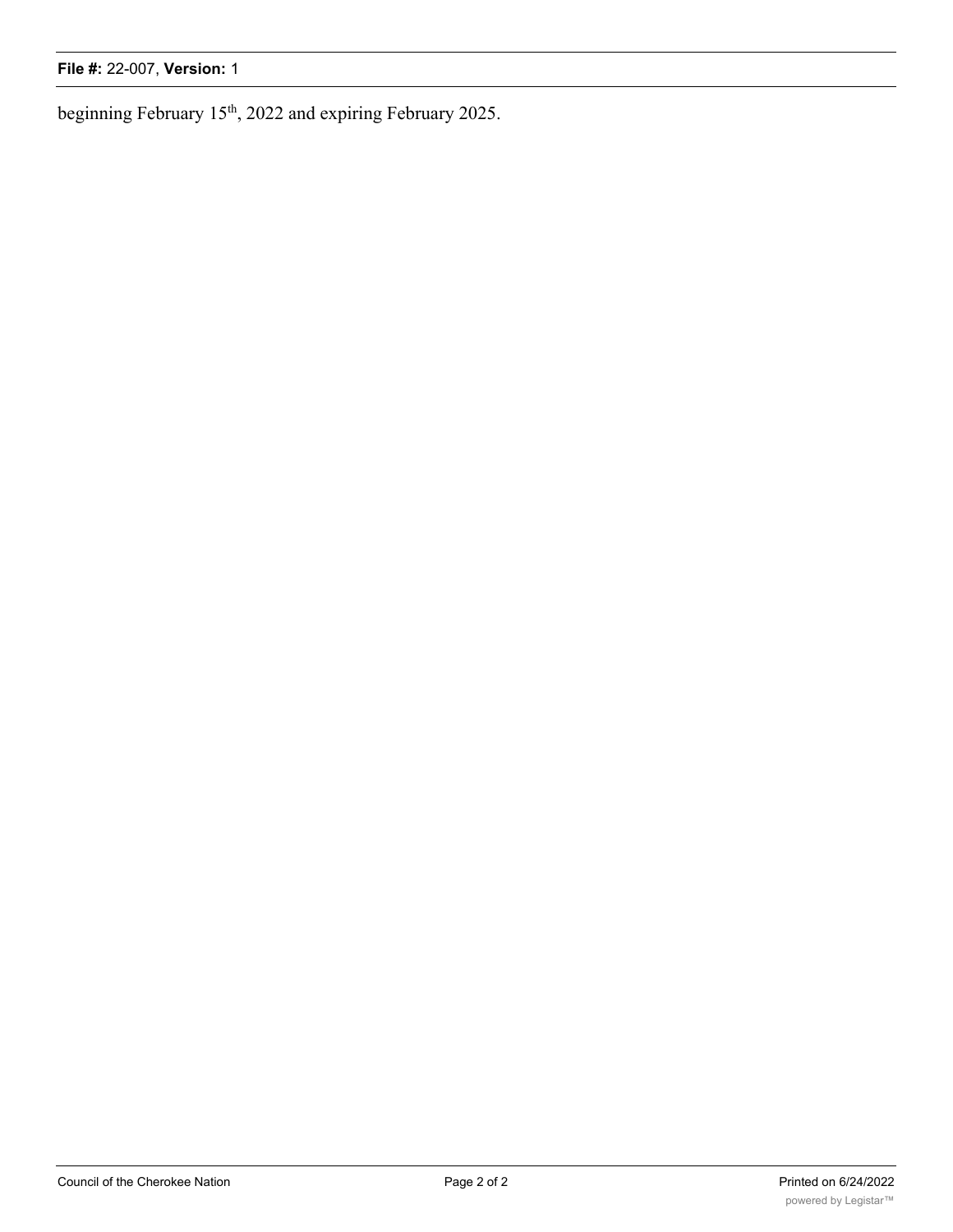beginning February 15th, 2022 and expiring February 2025.